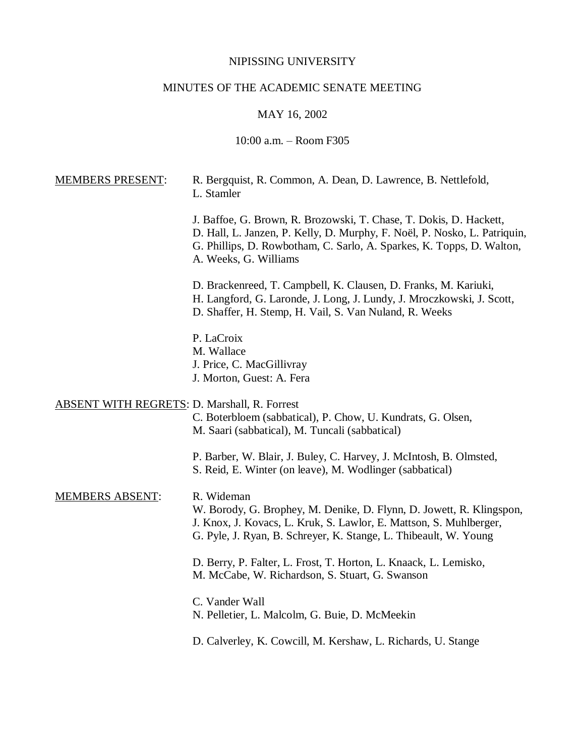NIPISSING UNIVERSITY

MINUTES OF THE ACADEMIC SENATE MEETING

MAY 16, 2002

10:00 a.m. – Room F305

**MEMBERS PRESENT**:

R. Bergquist, R. Common, A. Dean, D. Lawrence, B. Nettlefold, L. Stamler

J. Baffoe, G. Brown, R. Brozowski, T. Chase, T. Dokis, D. Hackett, D. Hall, L. Janzen, P. Kelly, D. Murphy, F. Noël, P. Nosko, L. Patriquin, G. Phillips, D. Rowbotham, C. Sarlo, A. Sparkes, K. Topps, D. Walton, A. Weeks, G. Williams

D. Brackenreed, T. Campbell, K. Clausen, D. Franks, M. Kariuki, H. Langford, G. Laronde, J. Long, J. Lundy, J. Mroczkowski, J. Scott, D. Shaffer, H. Stemp, H. Vail, S. Van Nuland, R. Weeks

P. LaCroix  
M. Wallace  
J. Price, C. MacGillivray  
J. Morton, Guest: A. Fera

**ABSENT WITH REGRETS**:

D. Marshall, R. Forrest  
C. Boterbloem (sabbatical), P. Chow, U. Kundrats, G. Olsen, M. Saari (sabbatical), M. Tuncali (sabbatical)

P. Barber, W. Blair, J. Buley, C. Harvey, J. McIntosh, B. Olmsted, S. Reid, E. Winter (on leave), M. Wodlinger (sabbatical)

**MEMBERS ABSENT**:

R. Wideman  
W. Borody, G. Brophey, M. Denike, D. Flynn, D. Jowett, R. Klingspon, J. Knox, J. Kovacs, L. Kruk, S. Lawlor, E. Mattson, S. Muhlberger, G. Pyle, J. Ryan, B. Schreyer, K. Stange, L. Thibeault, W. Young

D. Berry, P. Falter, L. Frost, T. Horton, L. Knaack, L. Lemisko, M. McCabe, W. Richardson, S. Stuart, G. Swanson

C. Vander Wall  
N. Pelletier, L. Malcolm, G. Buie, D. McMeekin

D. Calverley, K. Cowcill, M. Kershaw, L. Richards, U. Stange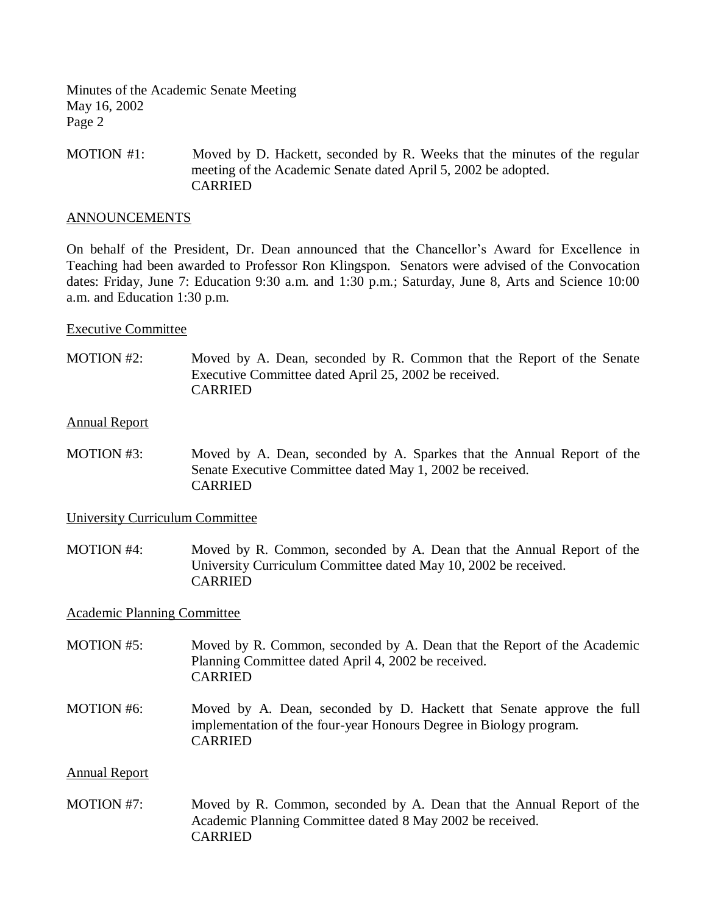MOTION #1: Moved by D. Hackett, seconded by R. Weeks that the minutes of the regular meeting of the Academic Senate dated April 5, 2002 be adopted.
CARRIED

ANNOUNCEMENTS

On behalf of the President, Dr. Dean announced that the Chancellor's Award for Excellence in Teaching had been awarded to Professor Ron Klingspon. Senators were advised of the Convocation dates: Friday, June 7: Education 9:30 a.m. and 1:30 p.m.; Saturday, June 8, Arts and Science 10:00 a.m. and Education 1:30 p.m.

Executive Committee

MOTION #2: Moved by A. Dean, seconded by R. Common that the Report of the Senate Executive Committee dated April 25, 2002 be received.
CARRIED

Annual Report

MOTION #3: Moved by A. Dean, seconded by A. Sparkes that the Annual Report of the Senate Executive Committee dated May 1, 2002 be received.
CARRIED

University Curriculum Committee

MOTION #4: Moved by R. Common, seconded by A. Dean that the Annual Report of the University Curriculum Committee dated May 10, 2002 be received.
CARRIED

Academic Planning Committee

MOTION #5: Moved by R. Common, seconded by A. Dean that the Report of the Academic Planning Committee dated April 4, 2002 be received.
CARRIED

MOTION #6: Moved by A. Dean, seconded by D. Hackett that Senate approve the full implementation of the four-year Honours Degree in Biology program.
CARRIED

Annual Report

MOTION #7: Moved by R. Common, seconded by A. Dean that the Annual Report of the Academic Planning Committee dated 8 May 2002 be received.
CARRIED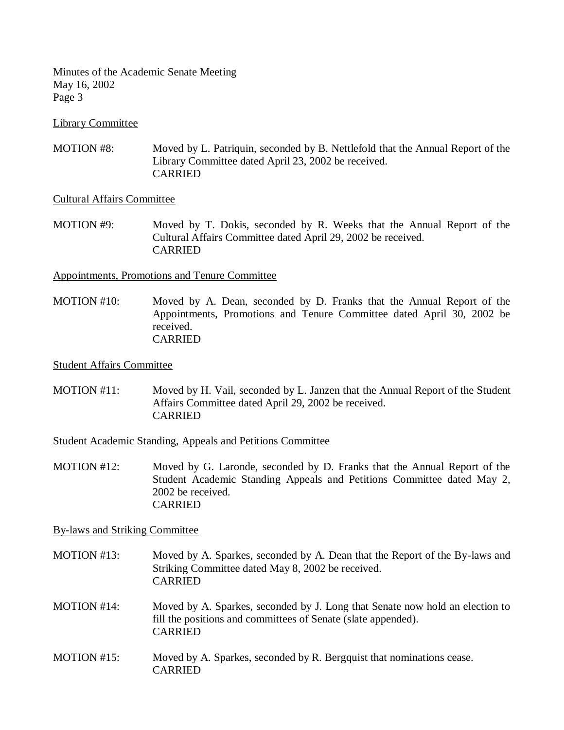Library Committee

MOTION #8: Moved by L. Patriquin, seconded by B. Nettlefold that the Annual Report of the Library Committee dated April 23, 2002 be received.
CARRIED

Cultural Affairs Committee

MOTION #9: Moved by T. Dokis, seconded by R. Weeks that the Annual Report of the Cultural Affairs Committee dated April 29, 2002 be received.
CARRIED

Appointments, Promotions and Tenure Committee

MOTION #10: Moved by A. Dean, seconded by D. Franks that the Annual Report of the Appointments, Promotions and Tenure Committee dated April 30, 2002 be received.
CARRIED

Student Affairs Committee

MOTION #11: Moved by H. Vail, seconded by L. Janzen that the Annual Report of the Student Affairs Committee dated April 29, 2002 be received.
CARRIED

Student Academic Standing, Appeals and Petitions Committee

MOTION #12: Moved by G. Laronde, seconded by D. Franks that the Annual Report of the Student Academic Standing Appeals and Petitions Committee dated May 2, 2002 be received.
CARRIED

By-laws and Striking Committee

MOTION #13: Moved by A. Sparkes, seconded by A. Dean that the Report of the By-laws and Striking Committee dated May 8, 2002 be received.
CARRIED

MOTION #14: Moved by A. Sparkes, seconded by J. Long that Senate now hold an election to fill the positions and committees of Senate (slate appended).
CARRIED

MOTION #15: Moved by A. Sparkes, seconded by R. Bergquist that nominations cease.
CARRIED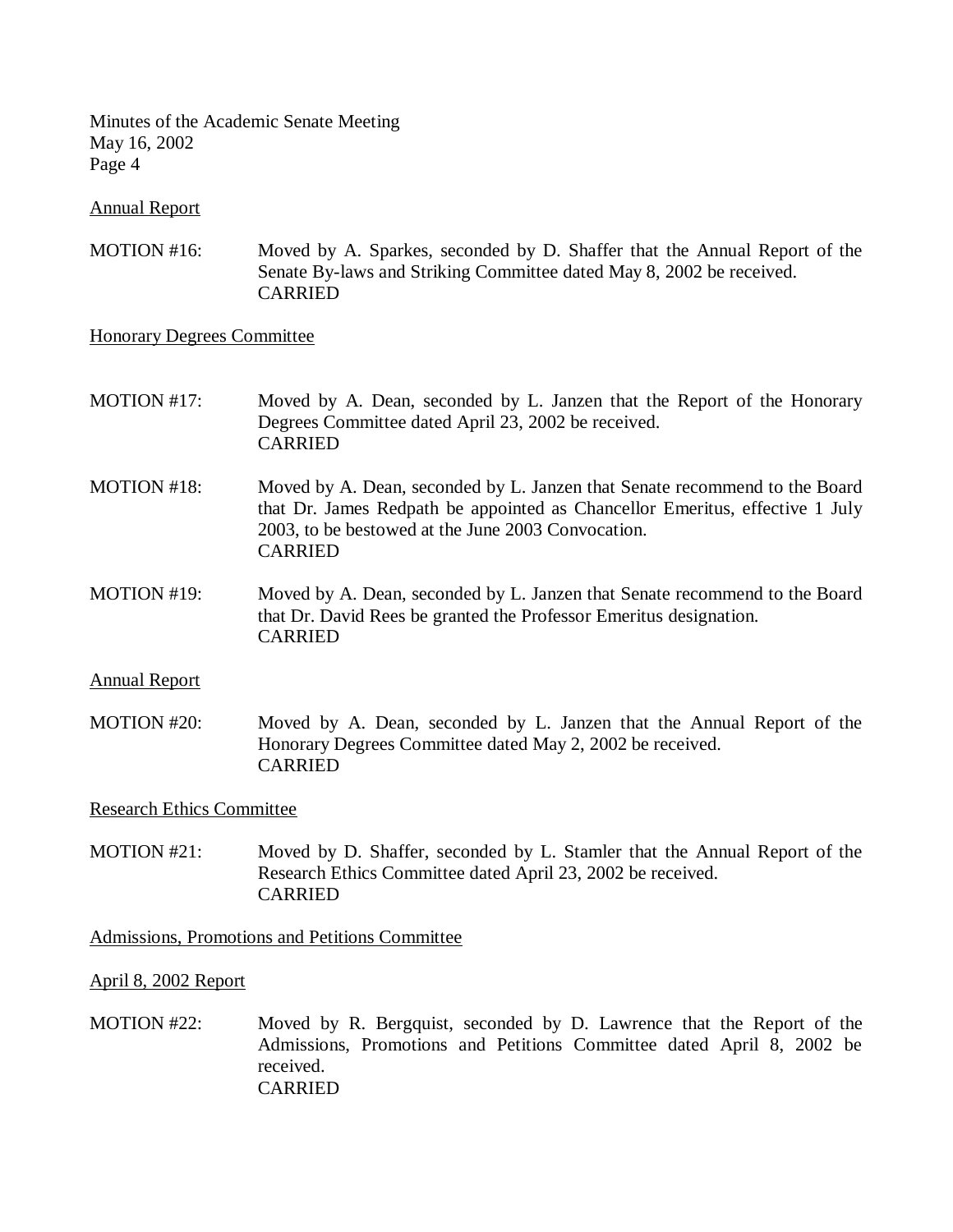Annual Report

MOTION #16: Moved by A. Sparkes, seconded by D. Shaffer that the Annual Report of the Senate By-laws and Striking Committee dated May 8, 2002 be received.
CARRIED

Honorary Degrees Committee

MOTION #17: Moved by A. Dean, seconded by L. Janzen that the Report of the Honorary Degrees Committee dated April 23, 2002 be received.
CARRIED

MOTION #18: Moved by A. Dean, seconded by L. Janzen that Senate recommend to the Board that Dr. James Redpath be appointed as Chancellor Emeritus, effective 1 July 2003, to be bestowed at the June 2003 Convocation.
CARRIED

MOTION #19: Moved by A. Dean, seconded by L. Janzen that Senate recommend to the Board that Dr. David Rees be granted the Professor Emeritus designation.
CARRIED

Annual Report

MOTION #20: Moved by A. Dean, seconded by L. Janzen that the Annual Report of the Honorary Degrees Committee dated May 2, 2002 be received.
CARRIED

Research Ethics Committee

MOTION #21: Moved by D. Shaffer, seconded by L. Stamler that the Annual Report of the Research Ethics Committee dated April 23, 2002 be received.
CARRIED

Admissions, Promotions and Petitions Committee

April 8, 2002 Report

MOTION #22: Moved by R. Bergquist, seconded by D. Lawrence that the Report of the Admissions, Promotions and Petitions Committee dated April 8, 2002 be received.
CARRIED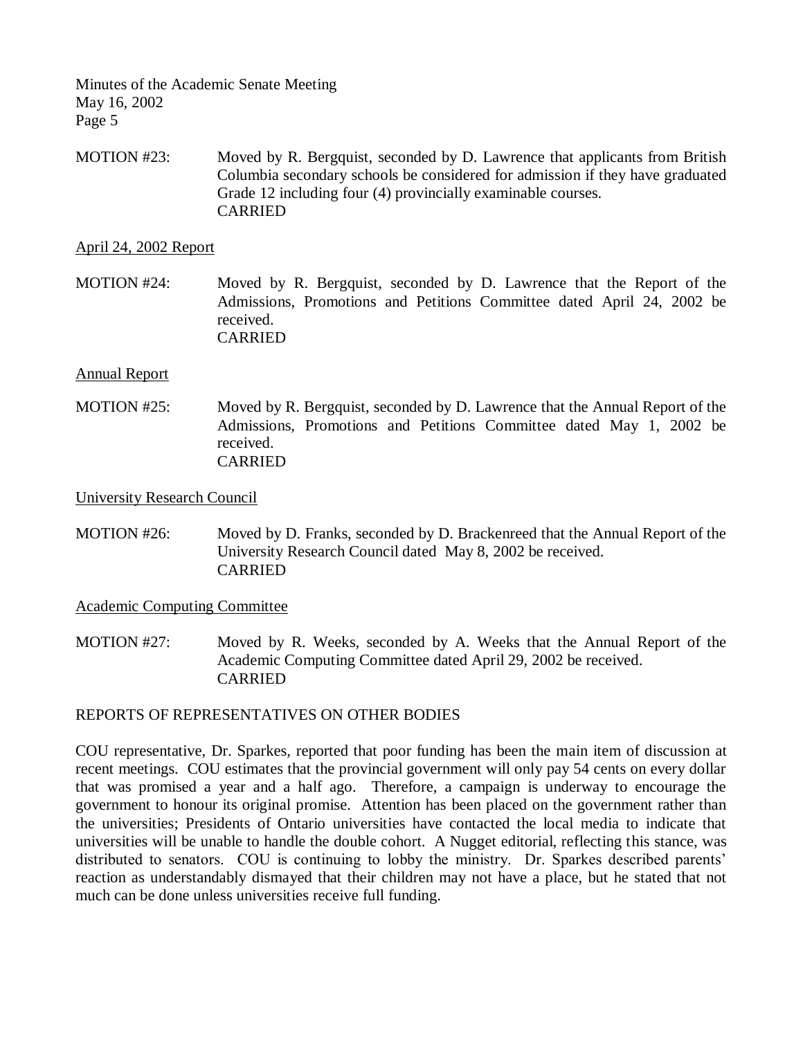MOTION #23: Moved by R. Bergquist, seconded by D. Lawrence that applicants from British Columbia secondary schools be considered for admission if they have graduated Grade 12 including four (4) provincially examinable courses.
CARRIED

April 24, 2002 Report

MOTION #24: Moved by R. Bergquist, seconded by D. Lawrence that the Report of the Admissions, Promotions and Petitions Committee dated April 24, 2002 be received.
CARRIED

Annual Report

MOTION #25: Moved by R. Bergquist, seconded by D. Lawrence that the Annual Report of the Admissions, Promotions and Petitions Committee dated May 1, 2002 be received.
CARRIED

University Research Council

MOTION #26: Moved by D. Franks, seconded by D. Brackenreed that the Annual Report of the University Research Council dated May 8, 2002 be received.
CARRIED

Academic Computing Committee

MOTION #27: Moved by R. Weeks, seconded by A. Weeks that the Annual Report of the Academic Computing Committee dated April 29, 2002 be received.
CARRIED

REPORTS OF REPRESENTATIVES ON OTHER BODIES

COU representative, Dr. Sparkes, reported that poor funding has been the main item of discussion at recent meetings. COU estimates that the provincial government will only pay 54 cents on every dollar that was promised a year and a half ago. Therefore, a campaign is underway to encourage the government to honour its original promise. Attention has been placed on the government rather than the universities; Presidents of Ontario universities have contacted the local media to indicate that universities will be unable to handle the double cohort. A Nugget editorial, reflecting this stance, was distributed to senators. COU is continuing to lobby the ministry. Dr. Sparkes described parents' reaction as understandably dismayed that their children may not have a place, but he stated that not much can be done unless universities receive full funding.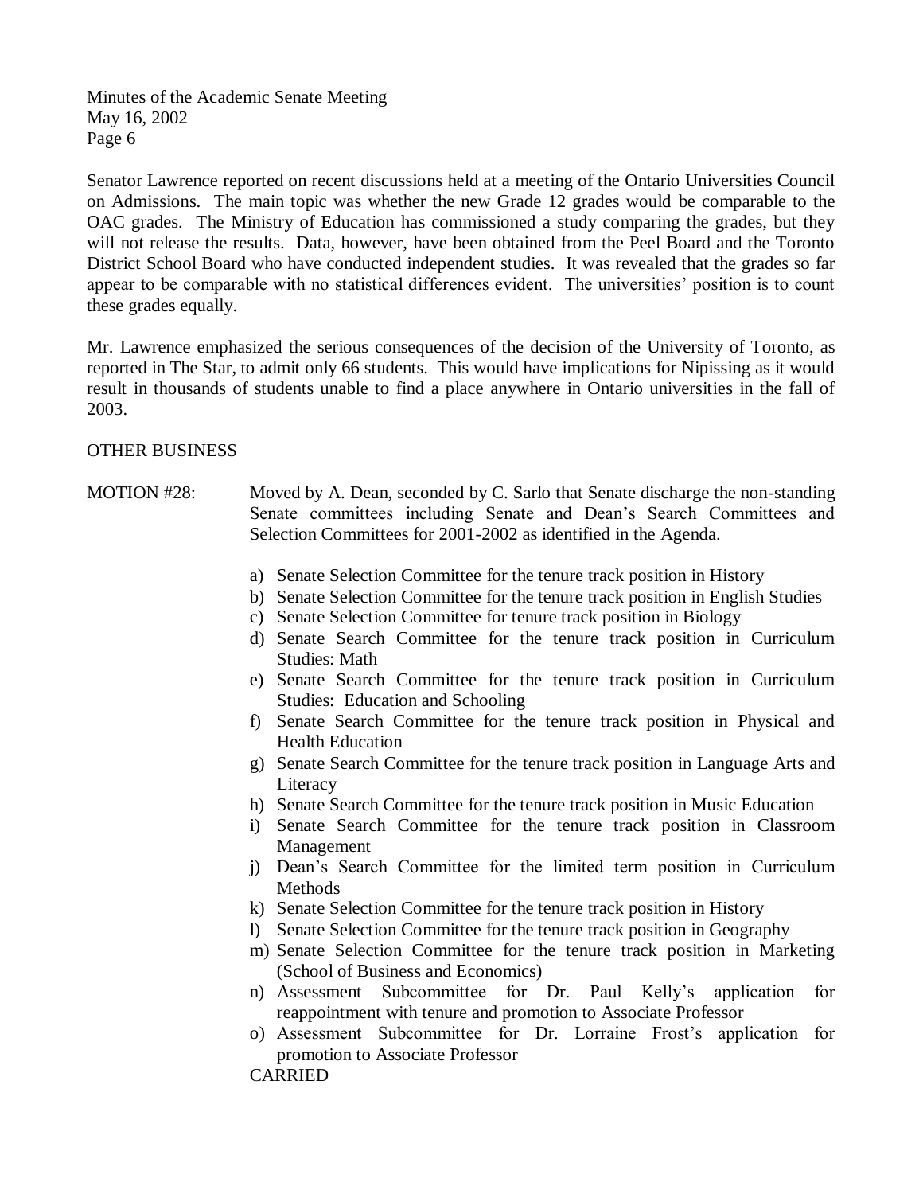Senator Lawrence reported on recent discussions held at a meeting of the Ontario Universities Council on Admissions. The main topic was whether the new Grade 12 grades would be comparable to the OAC grades. The Ministry of Education has commissioned a study comparing the grades, but they will not release the results. Data, however, have been obtained from the Peel Board and the Toronto District School Board who have conducted independent studies. It was revealed that the grades so far appear to be comparable with no statistical differences evident. The universities' position is to count these grades equally.

Mr. Lawrence emphasized the serious consequences of the decision of the University of Toronto, as reported in The Star, to admit only 66 students. This would have implications for Nipissing as it would result in thousands of students unable to find a place anywhere in Ontario universities in the fall of 2003.

OTHER BUSINESS

MOTION #28: Moved by A. Dean, seconded by C. Sarlo that Senate discharge the non-standing Senate committees including Senate and Dean's Search Committees and Selection Committees for 2001-2002 as identified in the Agenda.

a) Senate Selection Committee for the tenure track position in History
b) Senate Selection Committee for the tenure track position in English Studies
c) Senate Selection Committee for tenure track position in Biology
d) Senate Search Committee for the tenure track position in Curriculum Studies: Math
e) Senate Search Committee for the tenure track position in Curriculum Studies: Education and Schooling
f) Senate Search Committee for the tenure track position in Physical and Health Education
g) Senate Search Committee for the tenure track position in Language Arts and Literacy
h) Senate Search Committee for the tenure track position in Music Education
i) Senate Search Committee for the tenure track position in Classroom Management
j) Dean's Search Committee for the limited term position in Curriculum Methods
k) Senate Selection Committee for the tenure track position in History
l) Senate Selection Committee for the tenure track position in Geography
m) Senate Selection Committee for the tenure track position in Marketing (School of Business and Economics)
n) Assessment Subcommittee for Dr. Paul Kelly's application for reappointment with tenure and promotion to Associate Professor
o) Assessment Subcommittee for Dr. Lorraine Frost's application for promotion to Associate Professor

CARRIED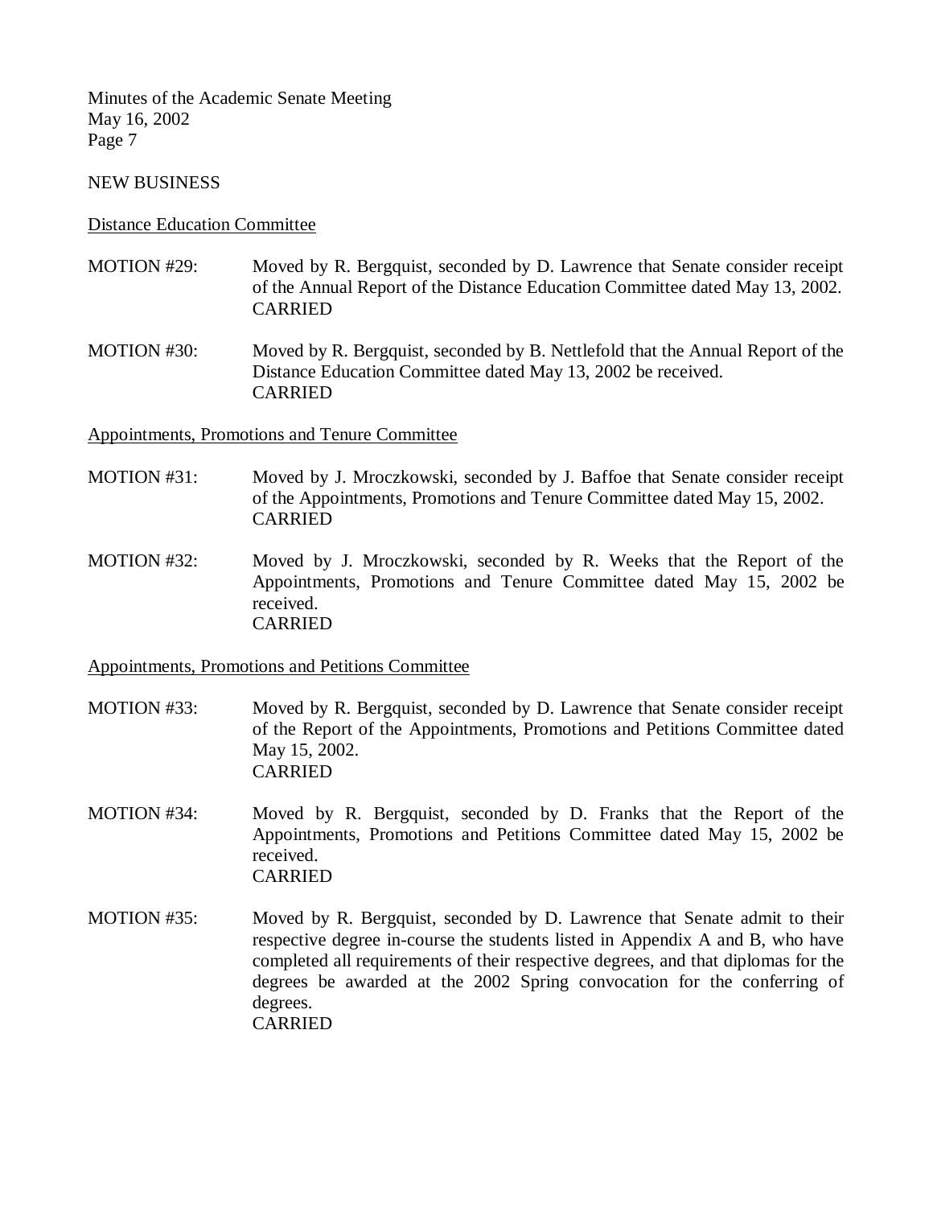NEW BUSINESS

Distance Education Committee

MOTION #29: Moved by R. Bergquist, seconded by D. Lawrence that Senate consider receipt of the Annual Report of the Distance Education Committee dated May 13, 2002.
CARRIED

MOTION #30: Moved by R. Bergquist, seconded by B. Nettlefold that the Annual Report of the Distance Education Committee dated May 13, 2002 be received.
CARRIED

Appointments, Promotions and Tenure Committee

MOTION #31: Moved by J. Mroczkowski, seconded by J. Baffoe that Senate consider receipt of the Appointments, Promotions and Tenure Committee dated May 15, 2002.
CARRIED

MOTION #32: Moved by J. Mroczkowski, seconded by R. Weeks that the Report of the Appointments, Promotions and Tenure Committee dated May 15, 2002 be received.
CARRIED

Appointments, Promotions and Petitions Committee

MOTION #33: Moved by R. Bergquist, seconded by D. Lawrence that Senate consider receipt of the Report of the Appointments, Promotions and Petitions Committee dated May 15, 2002.
CARRIED

MOTION #34: Moved by R. Bergquist, seconded by D. Franks that the Report of the Appointments, Promotions and Petitions Committee dated May 15, 2002 be received.
CARRIED

MOTION #35: Moved by R. Bergquist, seconded by D. Lawrence that Senate admit to their respective degree in-course the students listed in Appendix A and B, who have completed all requirements of their respective degrees, and that diplomas for the degrees be awarded at the 2002 Spring convocation for the conferring of degrees.
CARRIED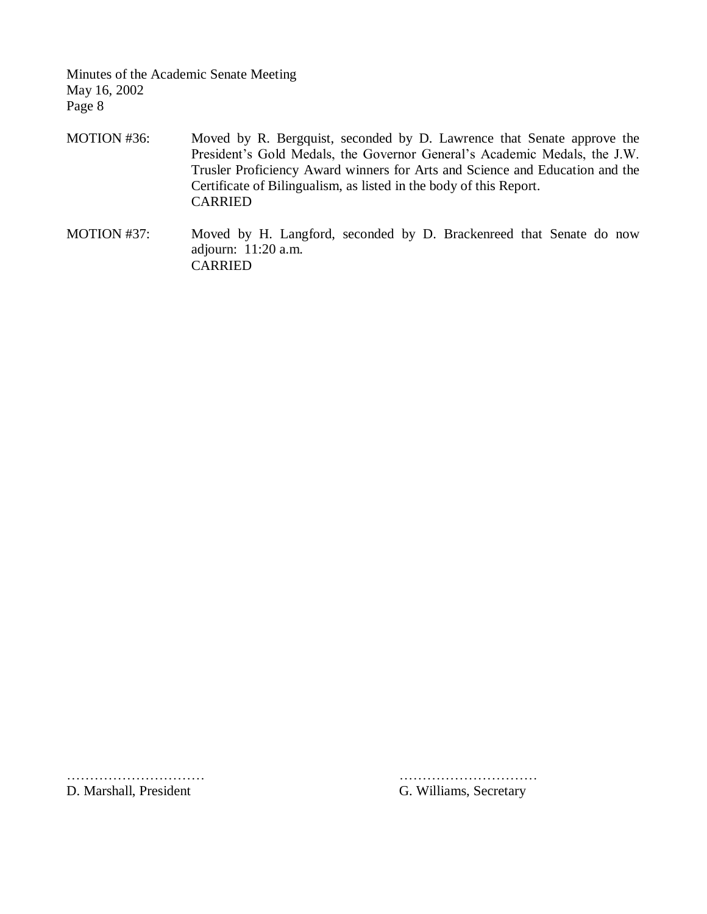MOTION #36: Moved by R. Bergquist, seconded by D. Lawrence that Senate approve the President's Gold Medals, the Governor General's Academic Medals, the J.W. Trusler Proficiency Award winners for Arts and Science and Education and the Certificate of Bilingualism, as listed in the body of this Report.
CARRIED

MOTION #37: Moved by H. Langford, seconded by D. Brackenreed that Senate do now adjourn: 11:20 a.m.
CARRIED

…………………………
D. Marshall, President

…………………………
G. Williams, Secretary